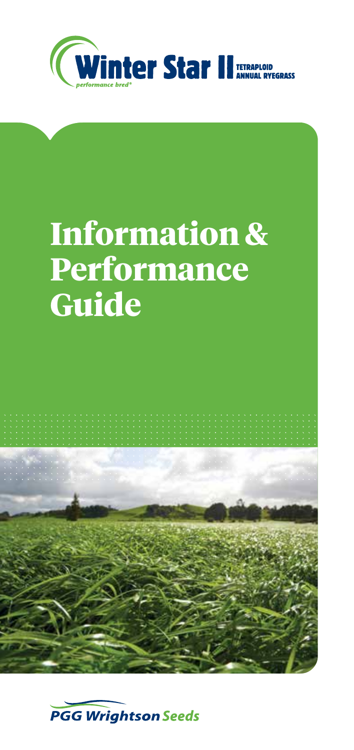# Winter Star II

TETRAPLOID ANNUAL RYEGRASS

*performance bred®*

# Information & Performance Guide

PGG Wrightson Seeds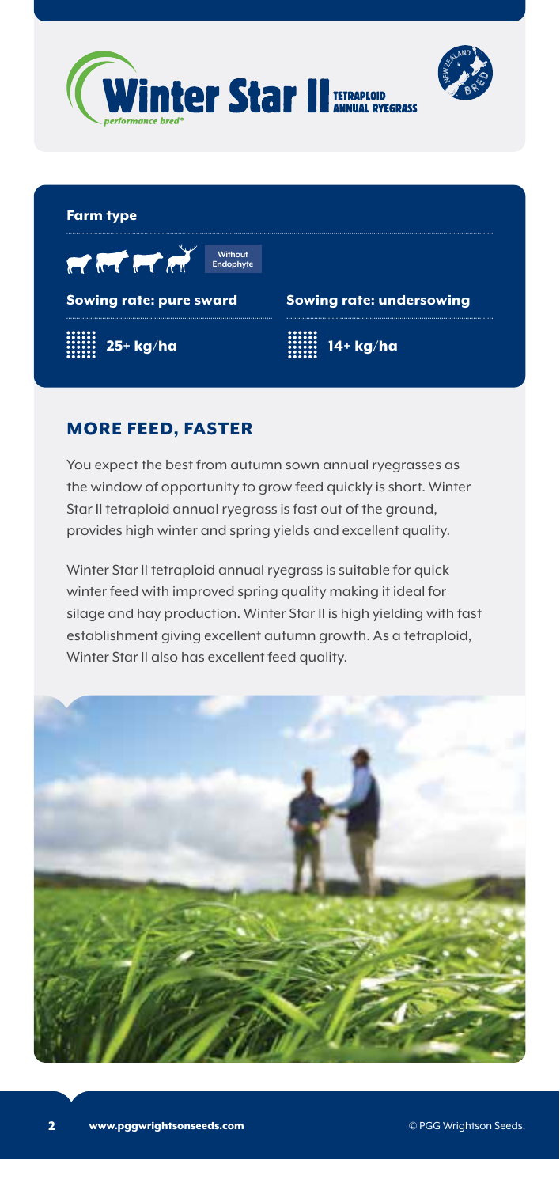# Winter Star II TETRAPLOID ANNUAL RYEGRASS

*performance bred®*

**Farm type**

Without Endophyte

**Sowing rate: pure sward**

25+ kg/ha

**Sowing rate: undersowing**

14+ kg/ha

## MORE FEED, FASTER

You expect the best from autumn sown annual ryegrasses as the window of opportunity to grow feed quickly is short. Winter Star II tetraploid annual ryegrass is fast out of the ground, provides high winter and spring yields and excellent quality.

Winter Star II tetraploid annual ryegrass is suitable for quick winter feed with improved spring quality making it ideal for silage and hay production. Winter Star II is high yielding with fast establishment giving excellent autumn growth. As a tetraploid, Winter Star II also has excellent feed quality.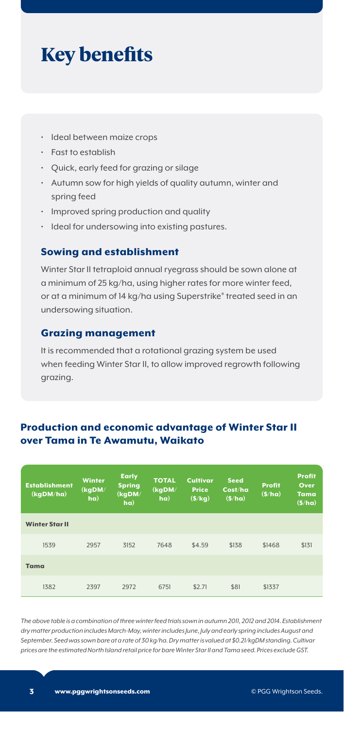# Key benefits

- Ideal between maize crops
- Fast to establish
- Quick, early feed for grazing or silage
- Autumn sow for high yields of quality autumn, winter and spring feed
- Improved spring production and quality
- Ideal for undersowing into existing pastures.

## Sowing and establishment

Winter Star II tetraploid annual ryegrass should be sown alone at a minimum of 25 kg/ha, using higher rates for more winter feed, or at a minimum of 14 kg/ha using Superstrike® treated seed in an undersowing situation.

## Grazing management

It is recommended that a rotational grazing system be used when feeding Winter Star II, to allow improved regrowth following grazing.

## Production and economic advantage of Winter Star II over Tama in Te Awamutu, Waikato

| Establishment (kgDM/ha) | Winter (kgDM/ha) | Early Spring (kgDM/ha) | TOTAL (kgDM/ha) | Cultivar Price ($/kg) | Seed Cost/ha ($/ha) | Profit ($/ha) | Profit Over Tama ($/ha) |
|---|---|---|---|---|---|---|---|
| **Winter Star II** | | | | | | | |
| 1539 | 2957 | 3152 | 7648 | $4.59 | $138 | $1468 | $131 |
| **Tama** | | | | | | | |
| 1382 | 2397 | 2972 | 6751 | $2.71 | $81 | $1337 | |

*The above table is a combination of three winter feed trials sown in autumn 2011, 2012 and 2014. Establishment dry matter production includes March-May, winter includes June, July and early spring includes August and September. Seed was sown bare at a rate of 30 kg/ha. Dry matter is valued at $0.21/kgDM standing. Cultivar prices are the estimated North Island retail price for bare Winter Star II and Tama seed. Prices exclude GST.*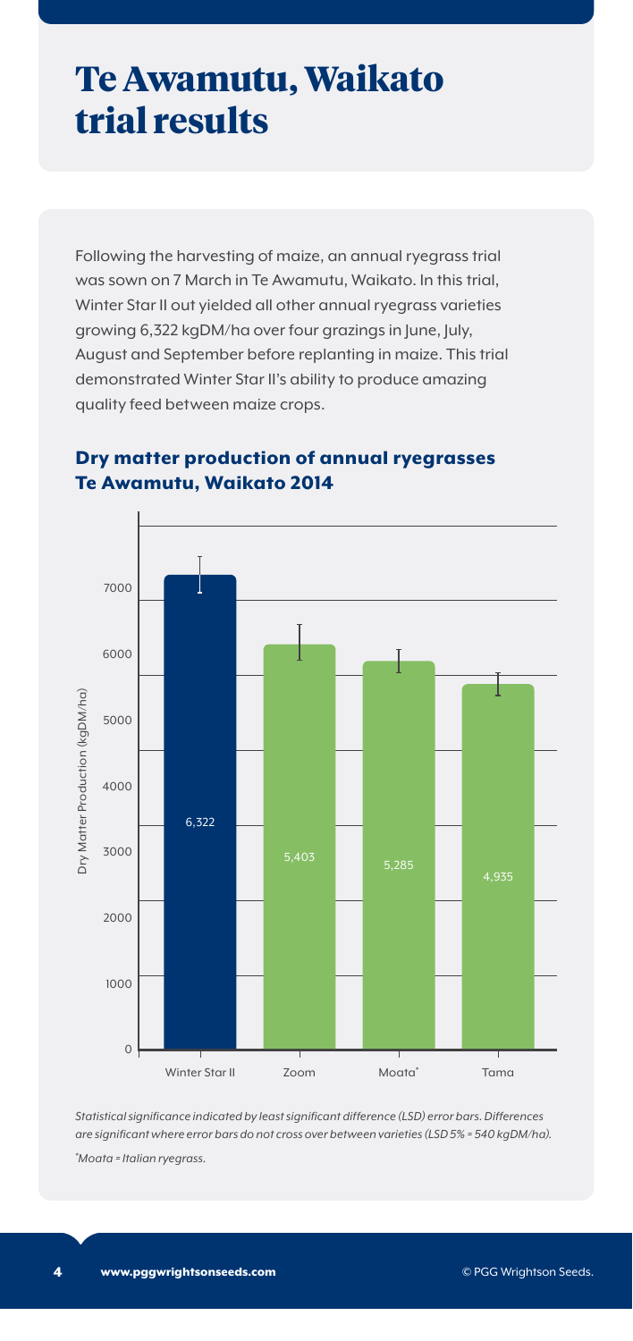# Te Awamutu, Waikato trial results

Following the harvesting of maize, an annual ryegrass trial was sown on 7 March in Te Awamutu, Waikato. In this trial, Winter Star II out yielded all other annual ryegrass varieties growing 6,322 kgDM/ha over four grazings in June, July, August and September before replanting in maize. This trial demonstrated Winter Star II's ability to produce amazing quality feed between maize crops.

## Dry matter production of annual ryegrasses Te Awamutu, Waikato 2014

| Variety | Dry Matter Production (kgDM/ha) |
|---|---|
| Winter Star II | 6,322 |
| Zoom | 5,403 |
| Moata* | 5,285 |
| Tama | 4,935 |

*Statistical significance indicated by least significant difference (LSD) error bars. Differences are significant where error bars do not cross over between varieties (LSD 5% = 540 kgDM/ha).*

*\*Moata = Italian ryegrass.*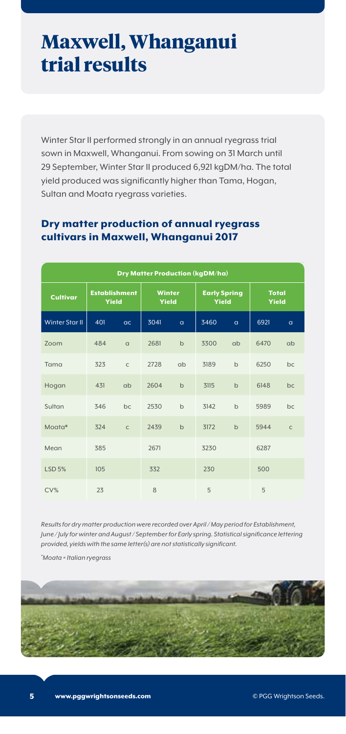# Maxwell, Whanganui trial results

Winter Star II performed strongly in an annual ryegrass trial sown in Maxwell, Whanganui. From sowing on 31 March until 29 September, Winter Star II produced 6,921 kgDM/ha. The total yield produced was significantly higher than Tama, Hogan, Sultan and Moata ryegrass varieties.

## Dry matter production of annual ryegrass cultivars in Maxwell, Whanganui 2017

| Dry Matter Production (kgDM/ha) | | | | | | | | |
|---|---|---|---|---|---|---|---|---|
| **Cultivar** | **Establishment Yield** | | **Winter Yield** | | **Early Spring Yield** | | **Total Yield** | |
| Winter Star II | 401 | ac | 3041 | a | 3460 | a | 6921 | a |
| Zoom | 484 | a | 2681 | b | 3300 | ab | 6470 | ab |
| Tama | 323 | c | 2728 | ab | 3189 | b | 6250 | bc |
| Hogan | 431 | ab | 2604 | b | 3115 | b | 6148 | bc |
| Sultan | 346 | bc | 2530 | b | 3142 | b | 5989 | bc |
| Moata* | 324 | c | 2439 | b | 3172 | b | 5944 | c |
| Mean | 385 | | 2671 | | 3230 | | 6287 | |
| LSD 5% | 105 | | 332 | | 230 | | 500 | |
| CV% | 23 | | 8 | | 5 | | 5 | |

*Results for dry matter production were recorded over April / May period for Establishment, June / July for winter and August / September for Early spring. Statistical significance lettering provided, yields with the same letter(s) are not statistically significant.*

*\*Moata = Italian ryegrass*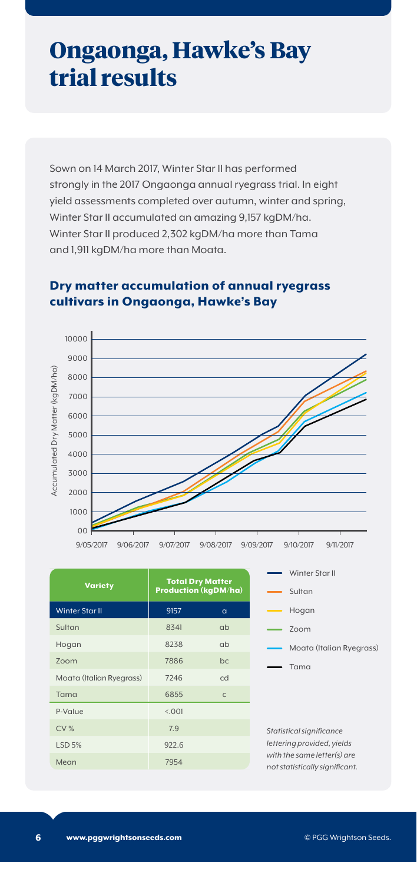# Ongaonga, Hawke's Bay trial results

Sown on 14 March 2017, Winter Star II has performed strongly in the 2017 Ongaonga annual ryegrass trial. In eight yield assessments completed over autumn, winter and spring, Winter Star II accumulated an amazing 9,157 kgDM/ha. Winter Star II produced 2,302 kgDM/ha more than Tama and 1,911 kgDM/ha more than Moata.

## Dry matter accumulation of annual ryegrass cultivars in Ongaonga, Hawke's Bay

| Variety | Total Dry Matter Production (kgDM/ha) | |
|---|---|---|
| Winter Star II | 9157 | a |
| Sultan | 8341 | ab |
| Hogan | 8238 | ab |
| Zoom | 7886 | bc |
| Moata (Italian Ryegrass) | 7246 | cd |
| Tama | 6855 | c |
| P-Value | <.001 | |
| CV % | 7.9 | |
| LSD 5% | 922.6 | |
| Mean | 7954 | |

*Statistical significance lettering provided, yields with the same letter(s) are not statistically significant.*

www.pggwrightsonseeds.com

© PGG Wrightson Seeds.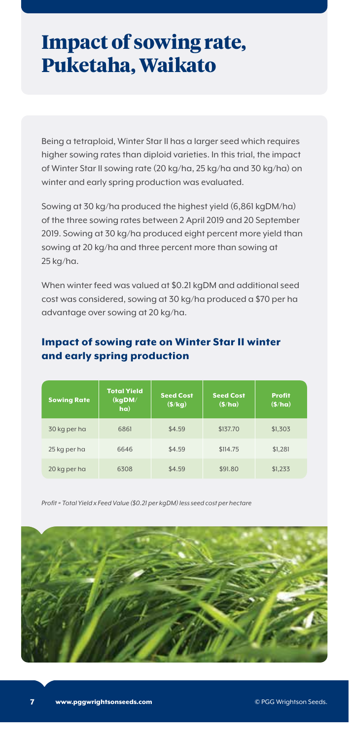# Impact of sowing rate, Puketaha, Waikato

Being a tetraploid, Winter Star II has a larger seed which requires higher sowing rates than diploid varieties. In this trial, the impact of Winter Star II sowing rate (20 kg/ha, 25 kg/ha and 30 kg/ha) on winter and early spring production was evaluated.

Sowing at 30 kg/ha produced the highest yield (6,861 kgDM/ha) of the three sowing rates between 2 April 2019 and 20 September 2019. Sowing at 30 kg/ha produced eight percent more yield than sowing at 20 kg/ha and three percent more than sowing at 25 kg/ha.

When winter feed was valued at $0.21 kgDM and additional seed cost was considered, sowing at 30 kg/ha produced a $70 per ha advantage over sowing at 20 kg/ha.

## Impact of sowing rate on Winter Star II winter and early spring production

| Sowing Rate | Total Yield (kgDM/ha) | Seed Cost ($/kg) | Seed Cost ($/ha) | Profit ($/ha) |
|---|---|---|---|---|
| 30 kg per ha | 6861 | $4.59 | $137.70 | $1,303 |
| 25 kg per ha | 6646 | $4.59 | $114.75 | $1,281 |
| 20 kg per ha | 6308 | $4.59 | $91.80 | $1,233 |

*Profit = Total Yield x Feed Value ($0.21 per kgDM) less seed cost per hectare*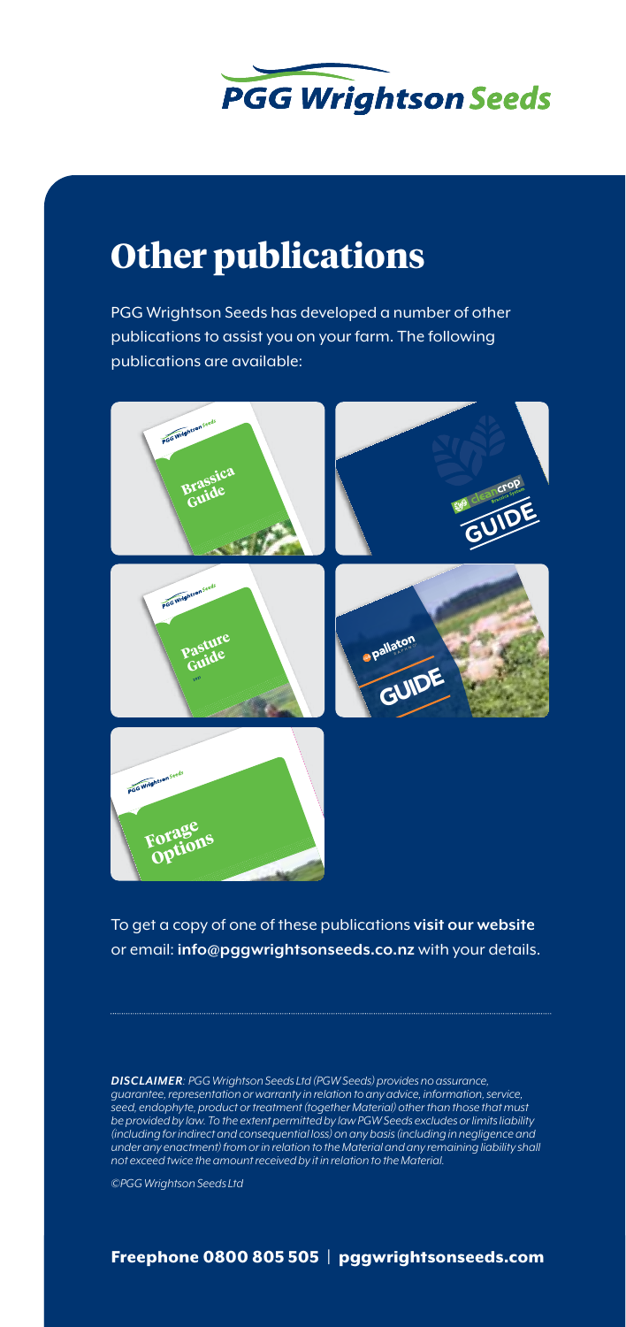PGG Wrightson Seeds

# Other publications

PGG Wrightson Seeds has developed a number of other publications to assist you on your farm. The following publications are available:

Brassica Guide

clean crop GUIDE

Pasture Guide

pallaton GUIDE

Forage Options

To get a copy of one of these publications **visit our website** or email: **info@pggwrightsonseeds.co.nz** with your details.

***DISCLAIMER**: PGG Wrightson Seeds Ltd (PGW Seeds) provides no assurance, guarantee, representation or warranty in relation to any advice, information, service, seed, endophyte, product or treatment (together Material) other than those that must be provided by law. To the extent permitted by law PGW Seeds excludes or limits liability (including for indirect and consequential loss) on any basis (including in negligence and under any enactment) from or in relation to the Material and any remaining liability shall not exceed twice the amount received by it in relation to the Material.*

*©PGG Wrightson Seeds Ltd*

**Freephone 0800 805 505 | pggwrightsonseeds.com**